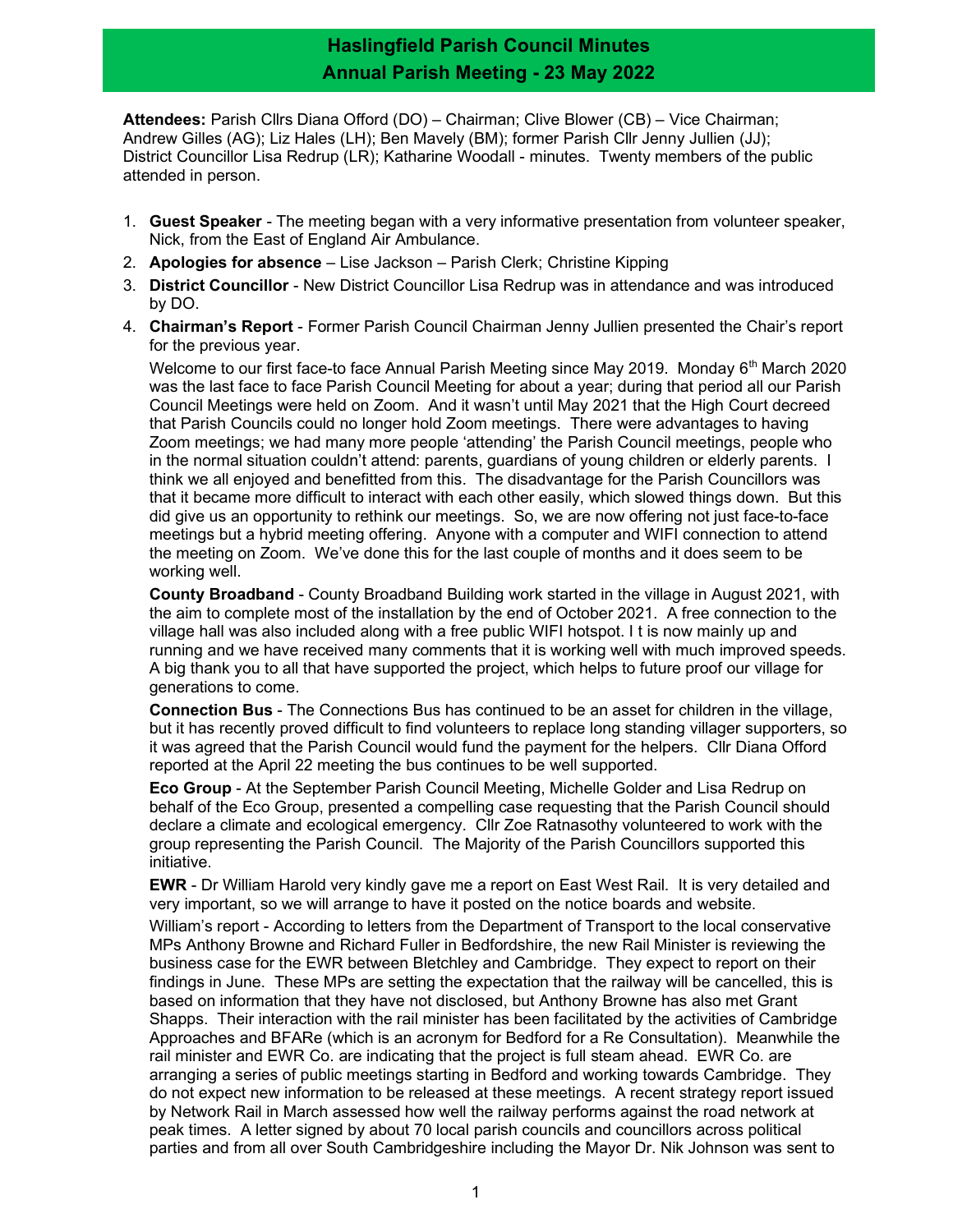# Haslingfield Parish Council Minutes
## Annual Parish Meeting - 23 May 2022

**Attendees:** Parish Cllrs Diana Offord (DO) – Chairman; Clive Blower (CB) – Vice Chairman; Andrew Gilles (AG); Liz Hales (LH); Ben Mavely (BM); former Parish Cllr Jenny Jullien (JJ); District Councillor Lisa Redrup (LR); Katharine Woodall - minutes. Twenty members of the public attended in person.

1. **Guest Speaker** - The meeting began with a very informative presentation from volunteer speaker, Nick, from the East of England Air Ambulance.
2. **Apologies for absence** – Lise Jackson – Parish Clerk; Christine Kipping
3. **District Councillor** - New District Councillor Lisa Redrup was in attendance and was introduced by DO.
4. **Chairman's Report** - Former Parish Council Chairman Jenny Jullien presented the Chair's report for the previous year.

   Welcome to our first face-to face Annual Parish Meeting since May 2019. Monday 6th March 2020 was the last face to face Parish Council Meeting for about a year; during that period all our Parish Council Meetings were held on Zoom. And it wasn't until May 2021 that the High Court decreed that Parish Councils could no longer hold Zoom meetings. There were advantages to having Zoom meetings; we had many more people 'attending' the Parish Council meetings, people who in the normal situation couldn't attend: parents, guardians of young children or elderly parents. I think we all enjoyed and benefitted from this. The disadvantage for the Parish Councillors was that it became more difficult to interact with each other easily, which slowed things down. But this did give us an opportunity to rethink our meetings. So, we are now offering not just face-to-face meetings but a hybrid meeting offering. Anyone with a computer and WIFI connection to attend the meeting on Zoom. We've done this for the last couple of months and it does seem to be working well.

   **County Broadband** - County Broadband Building work started in the village in August 2021, with the aim to complete most of the installation by the end of October 2021. A free connection to the village hall was also included along with a free public WIFI hotspot. I t is now mainly up and running and we have received many comments that it is working well with much improved speeds. A big thank you to all that have supported the project, which helps to future proof our village for generations to come.

   **Connection Bus** - The Connections Bus has continued to be an asset for children in the village, but it has recently proved difficult to find volunteers to replace long standing villager supporters, so it was agreed that the Parish Council would fund the payment for the helpers. Cllr Diana Offord reported at the April 22 meeting the bus continues to be well supported.

   **Eco Group** - At the September Parish Council Meeting, Michelle Golder and Lisa Redrup on behalf of the Eco Group, presented a compelling case requesting that the Parish Council should declare a climate and ecological emergency. Cllr Zoe Ratnasothy volunteered to work with the group representing the Parish Council. The Majority of the Parish Councillors supported this initiative.

   **EWR** - Dr William Harold very kindly gave me a report on East West Rail. It is very detailed and very important, so we will arrange to have it posted on the notice boards and website.

   William's report - According to letters from the Department of Transport to the local conservative MPs Anthony Browne and Richard Fuller in Bedfordshire, the new Rail Minister is reviewing the business case for the EWR between Bletchley and Cambridge. They expect to report on their findings in June. These MPs are setting the expectation that the railway will be cancelled, this is based on information that they have not disclosed, but Anthony Browne has also met Grant Shapps. Their interaction with the rail minister has been facilitated by the activities of Cambridge Approaches and BFARe (which is an acronym for Bedford for a Re Consultation). Meanwhile the rail minister and EWR Co. are indicating that the project is full steam ahead. EWR Co. are arranging a series of public meetings starting in Bedford and working towards Cambridge. They do not expect new information to be released at these meetings. A recent strategy report issued by Network Rail in March assessed how well the railway performs against the road network at peak times. A letter signed by about 70 local parish councils and councillors across political parties and from all over South Cambridgeshire including the Mayor Dr. Nik Johnson was sent to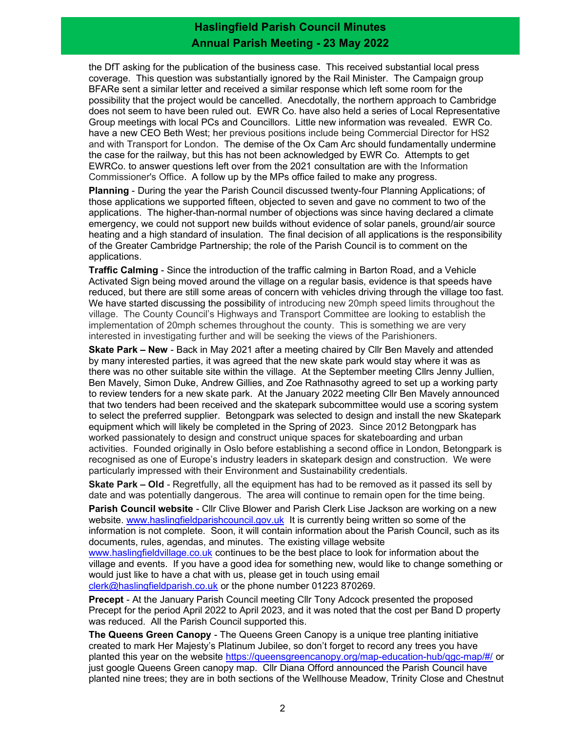the DfT asking for the publication of the business case. This received substantial local press coverage. This question was substantially ignored by the Rail Minister. The Campaign group BFARe sent a similar letter and received a similar response which left some room for the possibility that the project would be cancelled. Anecdotally, the northern approach to Cambridge does not seem to have been ruled out. EWR Co. have also held a series of Local Representative Group meetings with local PCs and Councillors. Little new information was revealed. EWR Co. have a new CEO Beth West; her previous positions include being Commercial Director for HS2 and with Transport for London. The demise of the Ox Cam Arc should fundamentally undermine the case for the railway, but this has not been acknowledged by EWR Co. Attempts to get EWRCo. to answer questions left over from the 2021 consultation are with the Information Commissioner's Office. A follow up by the MPs office failed to make any progress.

**Planning** - During the year the Parish Council discussed twenty-four Planning Applications; of those applications we supported fifteen, objected to seven and gave no comment to two of the applications. The higher-than-normal number of objections was since having declared a climate emergency, we could not support new builds without evidence of solar panels, ground/air source heating and a high standard of insulation. The final decision of all applications is the responsibility of the Greater Cambridge Partnership; the role of the Parish Council is to comment on the applications.

**Traffic Calming** - Since the introduction of the traffic calming in Barton Road, and a Vehicle Activated Sign being moved around the village on a regular basis, evidence is that speeds have reduced, but there are still some areas of concern with vehicles driving through the village too fast. We have started discussing the possibility of introducing new 20mph speed limits throughout the village. The County Council's Highways and Transport Committee are looking to establish the implementation of 20mph schemes throughout the county. This is something we are very interested in investigating further and will be seeking the views of the Parishioners.

**Skate Park – New** - Back in May 2021 after a meeting chaired by Cllr Ben Mavely and attended by many interested parties, it was agreed that the new skate park would stay where it was as there was no other suitable site within the village. At the September meeting Cllrs Jenny Jullien, Ben Mavely, Simon Duke, Andrew Gillies, and Zoe Rathnasothy agreed to set up a working party to review tenders for a new skate park. At the January 2022 meeting Cllr Ben Mavely announced that two tenders had been received and the skatepark subcommittee would use a scoring system to select the preferred supplier. Betongpark was selected to design and install the new Skatepark equipment which will likely be completed in the Spring of 2023. Since 2012 Betongpark has worked passionately to design and construct unique spaces for skateboarding and urban activities. Founded originally in Oslo before establishing a second office in London, Betongpark is recognised as one of Europe's industry leaders in skatepark design and construction. We were particularly impressed with their Environment and Sustainability credentials.

**Skate Park – Old** - Regretfully, all the equipment has had to be removed as it passed its sell by date and was potentially dangerous. The area will continue to remain open for the time being.

**Parish Council website** - Cllr Clive Blower and Parish Clerk Lise Jackson are working on a new website. www.haslingfieldparishcouncil.gov.uk It is currently being written so some of the information is not complete. Soon, it will contain information about the Parish Council, such as its documents, rules, agendas, and minutes. The existing village website www.haslingfieldvillage.co.uk continues to be the best place to look for information about the village and events. If you have a good idea for something new, would like to change something or would just like to have a chat with us, please get in touch using email clerk@haslingfieldparish.co.uk or the phone number 01223 870269.

**Precept** - At the January Parish Council meeting Cllr Tony Adcock presented the proposed Precept for the period April 2022 to April 2023, and it was noted that the cost per Band D property was reduced. All the Parish Council supported this.

**The Queens Green Canopy** - The Queens Green Canopy is a unique tree planting initiative created to mark Her Majesty's Platinum Jubilee, so don't forget to record any trees you have planted this year on the website https://queensgreencanopy.org/map-education-hub/qgc-map/#/ or just google Queens Green canopy map. Cllr Diana Offord announced the Parish Council have planted nine trees; they are in both sections of the Wellhouse Meadow, Trinity Close and Chestnut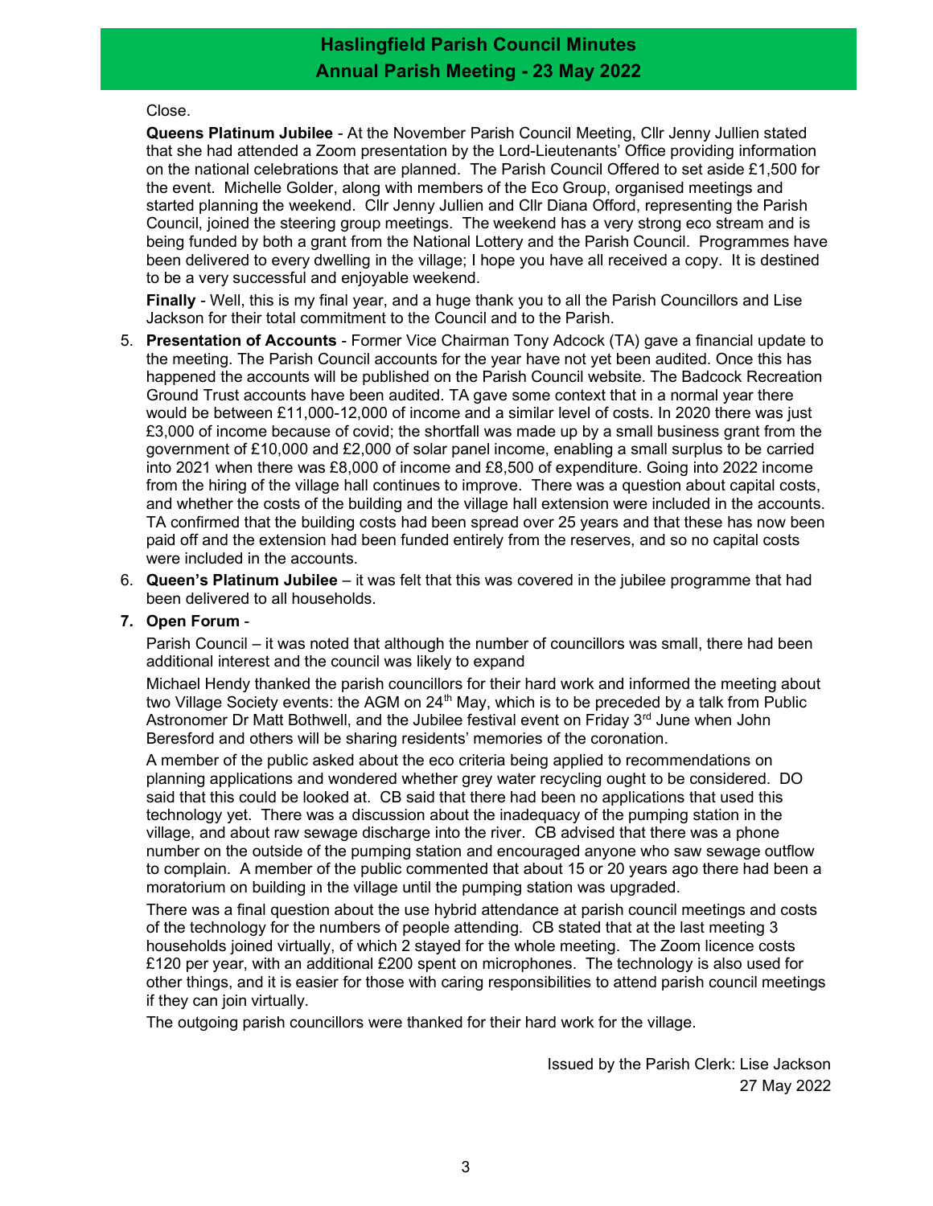Close.

**Queens Platinum Jubilee** - At the November Parish Council Meeting, Cllr Jenny Jullien stated that she had attended a Zoom presentation by the Lord-Lieutenants' Office providing information on the national celebrations that are planned. The Parish Council Offered to set aside £1,500 for the event. Michelle Golder, along with members of the Eco Group, organised meetings and started planning the weekend. Cllr Jenny Jullien and Cllr Diana Offord, representing the Parish Council, joined the steering group meetings. The weekend has a very strong eco stream and is being funded by both a grant from the National Lottery and the Parish Council. Programmes have been delivered to every dwelling in the village; I hope you have all received a copy. It is destined to be a very successful and enjoyable weekend.

**Finally** - Well, this is my final year, and a huge thank you to all the Parish Councillors and Lise Jackson for their total commitment to the Council and to the Parish.

5. **Presentation of Accounts** - Former Vice Chairman Tony Adcock (TA) gave a financial update to the meeting. The Parish Council accounts for the year have not yet been audited. Once this has happened the accounts will be published on the Parish Council website. The Badcock Recreation Ground Trust accounts have been audited. TA gave some context that in a normal year there would be between £11,000-12,000 of income and a similar level of costs. In 2020 there was just £3,000 of income because of covid; the shortfall was made up by a small business grant from the government of £10,000 and £2,000 of solar panel income, enabling a small surplus to be carried into 2021 when there was £8,000 of income and £8,500 of expenditure. Going into 2022 income from the hiring of the village hall continues to improve. There was a question about capital costs, and whether the costs of the building and the village hall extension were included in the accounts. TA confirmed that the building costs had been spread over 25 years and that these has now been paid off and the extension had been funded entirely from the reserves, and so no capital costs were included in the accounts.
6. **Queen's Platinum Jubilee** – it was felt that this was covered in the jubilee programme that had been delivered to all households.
7. **Open Forum** -

   Parish Council – it was noted that although the number of councillors was small, there had been additional interest and the council was likely to expand

   Michael Hendy thanked the parish councillors for their hard work and informed the meeting about two Village Society events: the AGM on 24th May, which is to be preceded by a talk from Public Astronomer Dr Matt Bothwell, and the Jubilee festival event on Friday 3rd June when John Beresford and others will be sharing residents' memories of the coronation.

   A member of the public asked about the eco criteria being applied to recommendations on planning applications and wondered whether grey water recycling ought to be considered. DO said that this could be looked at. CB said that there had been no applications that used this technology yet. There was a discussion about the inadequacy of the pumping station in the village, and about raw sewage discharge into the river. CB advised that there was a phone number on the outside of the pumping station and encouraged anyone who saw sewage outflow to complain. A member of the public commented that about 15 or 20 years ago there had been a moratorium on building in the village until the pumping station was upgraded.

   There was a final question about the use hybrid attendance at parish council meetings and costs of the technology for the numbers of people attending. CB stated that at the last meeting 3 households joined virtually, of which 2 stayed for the whole meeting. The Zoom licence costs £120 per year, with an additional £200 spent on microphones. The technology is also used for other things, and it is easier for those with caring responsibilities to attend parish council meetings if they can join virtually.

   The outgoing parish councillors were thanked for their hard work for the village.

Issued by the Parish Clerk: Lise Jackson
27 May 2022